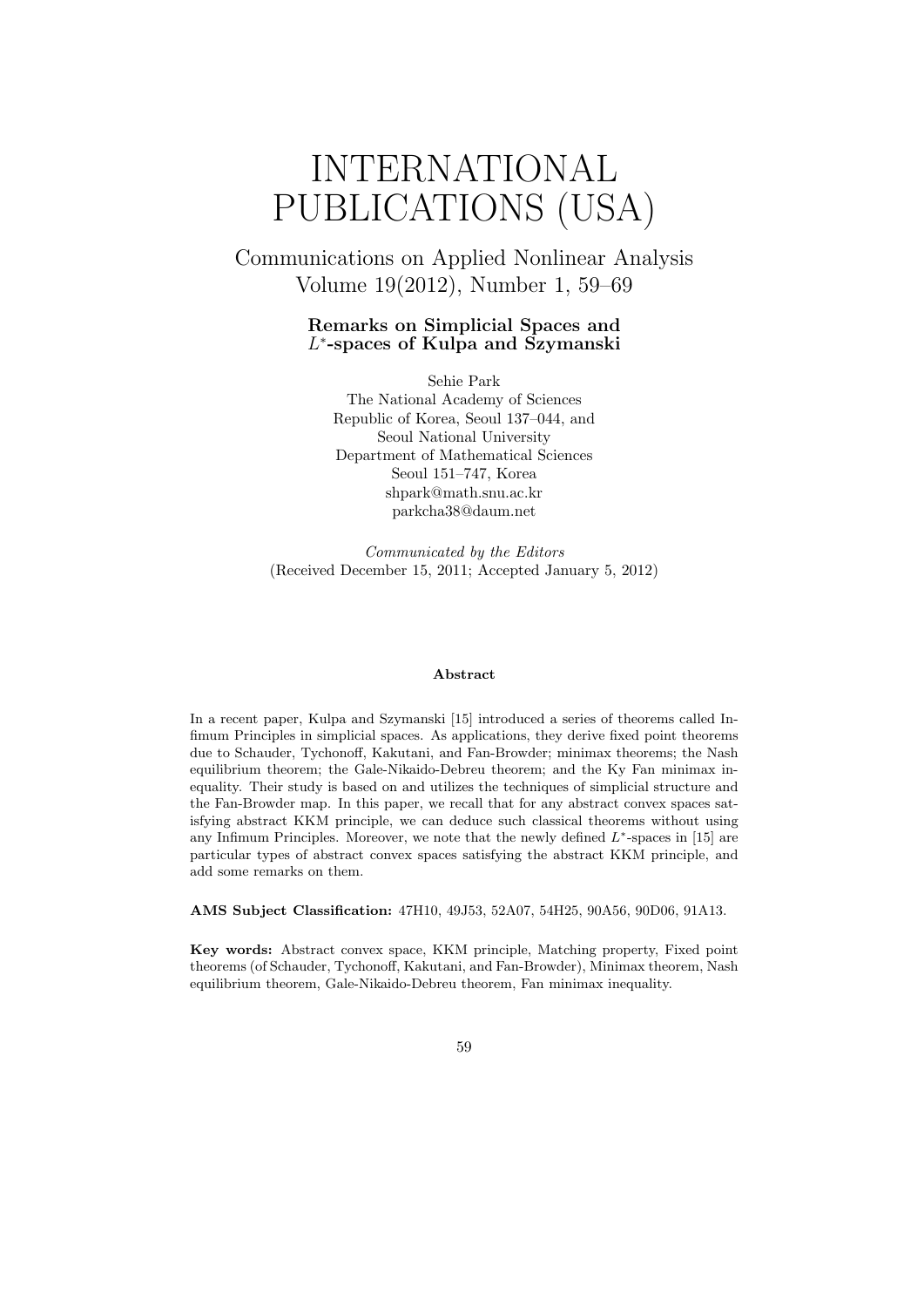# INTERNATIONAL PUBLICATIONS (USA)

Communications on Applied Nonlinear Analysis
Volume 19(2012), Number 1, 59–69

## Remarks on Simplicial Spaces and $L^*$-spaces of Kulpa and Szymanski

Sehie Park
The National Academy of Sciences
Republic of Korea, Seoul 137–044, and
Seoul National University
Department of Mathematical Sciences
Seoul 151–747, Korea
shpark@math.snu.ac.kr
parkcha38@daum.net

*Communicated by the Editors*
(Received December 15, 2011; Accepted January 5, 2012)

### Abstract

In a recent paper, Kulpa and Szymanski [15] introduced a series of theorems called Infimum Principles in simplicial spaces. As applications, they derive fixed point theorems due to Schauder, Tychonoff, Kakutani, and Fan-Browder; minimax theorems; the Nash equilibrium theorem; the Gale-Nikaido-Debreu theorem; and the Ky Fan minimax inequality. Their study is based on and utilizes the techniques of simplicial structure and the Fan-Browder map. In this paper, we recall that for any abstract convex spaces satisfying abstract KKM principle, we can deduce such classical theorems without using any Infimum Principles. Moreover, we note that the newly defined $L^*$-spaces in [15] are particular types of abstract convex spaces satisfying the abstract KKM principle, and add some remarks on them.

**AMS Subject Classification:** 47H10, 49J53, 52A07, 54H25, 90A56, 90D06, 91A13.

**Key words:** Abstract convex space, KKM principle, Matching property, Fixed point theorems (of Schauder, Tychonoff, Kakutani, and Fan-Browder), Minimax theorem, Nash equilibrium theorem, Gale-Nikaido-Debreu theorem, Fan minimax inequality.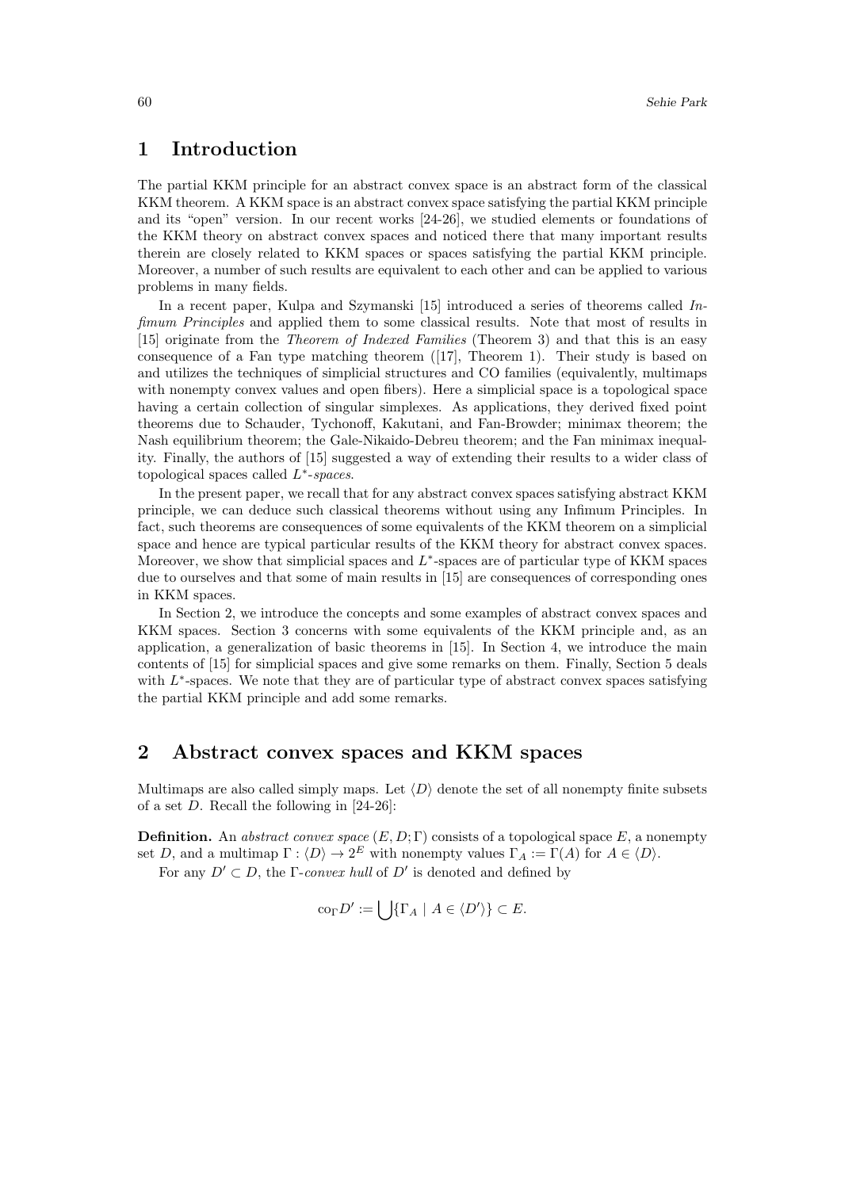## 1 Introduction

The partial KKM principle for an abstract convex space is an abstract form of the classical KKM theorem. A KKM space is an abstract convex space satisfying the partial KKM principle and its "open" version. In our recent works [24-26], we studied elements or foundations of the KKM theory on abstract convex spaces and noticed there that many important results therein are closely related to KKM spaces or spaces satisfying the partial KKM principle. Moreover, a number of such results are equivalent to each other and can be applied to various problems in many fields.

In a recent paper, Kulpa and Szymanski [15] introduced a series of theorems called *Infimum Principles* and applied them to some classical results. Note that most of results in [15] originate from the *Theorem of Indexed Families* (Theorem 3) and that this is an easy consequence of a Fan type matching theorem ([17], Theorem 1). Their study is based on and utilizes the techniques of simplicial structures and CO families (equivalently, multimaps with nonempty convex values and open fibers). Here a simplicial space is a topological space having a certain collection of singular simplexes. As applications, they derived fixed point theorems due to Schauder, Tychonoff, Kakutani, and Fan-Browder; minimax theorem; the Nash equilibrium theorem; the Gale-Nikaido-Debreu theorem; and the Fan minimax inequality. Finally, the authors of [15] suggested a way of extending their results to a wider class of topological spaces called $L^*$*-spaces*.

In the present paper, we recall that for any abstract convex spaces satisfying abstract KKM principle, we can deduce such classical theorems without using any Infimum Principles. In fact, such theorems are consequences of some equivalents of the KKM theorem on a simplicial space and hence are typical particular results of the KKM theory for abstract convex spaces. Moreover, we show that simplicial spaces and $L^*$-spaces are of particular type of KKM spaces due to ourselves and that some of main results in [15] are consequences of corresponding ones in KKM spaces.

In Section 2, we introduce the concepts and some examples of abstract convex spaces and KKM spaces. Section 3 concerns with some equivalents of the KKM principle and, as an application, a generalization of basic theorems in [15]. In Section 4, we introduce the main contents of [15] for simplicial spaces and give some remarks on them. Finally, Section 5 deals with $L^*$-spaces. We note that they are of particular type of abstract convex spaces satisfying the partial KKM principle and add some remarks.

## 2 Abstract convex spaces and KKM spaces

Multimaps are also called simply maps. Let $\langle D \rangle$ denote the set of all nonempty finite subsets of a set $D$. Recall the following in [24-26]:

**Definition.** An *abstract convex space* $(E, D; \Gamma)$ consists of a topological space $E$, a nonempty set $D$, and a multimap $\Gamma : \langle D \rangle \to 2^E$ with nonempty values $\Gamma_A := \Gamma(A)$ for $A \in \langle D \rangle$.

For any $D' \subset D$, the $\Gamma$*-convex hull* of $D'$ is denoted and defined by

$$\mathrm{co}_\Gamma D' := \bigcup \{\Gamma_A \mid A \in \langle D' \rangle\} \subset E.$$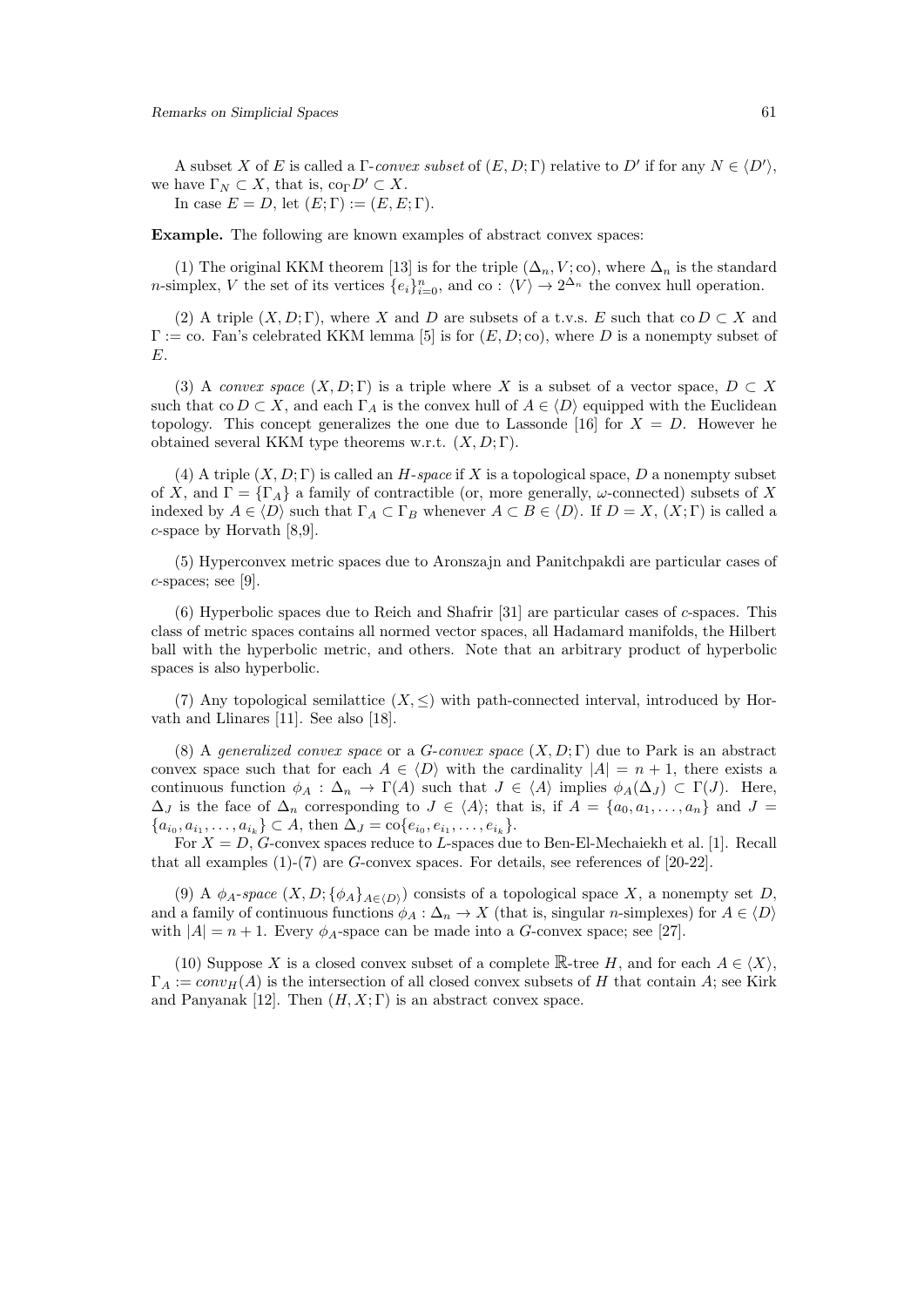A subset $X$ of $E$ is called a $\Gamma$-*convex subset* of $(E, D; \Gamma)$ relative to $D'$ if for any $N \in \langle D' \rangle$, we have $\Gamma_N \subset X$, that is, $\mathrm{co}_\Gamma D' \subset X$.

In case $E = D$, let $(E; \Gamma) := (E, E; \Gamma)$.

**Example.** The following are known examples of abstract convex spaces:

(1) The original KKM theorem [13] is for the triple $(\Delta_n, V; \mathrm{co})$, where $\Delta_n$ is the standard $n$-simplex, $V$ the set of its vertices $\{e_i\}_{i=0}^n$, and $\mathrm{co} : \langle V \rangle \to 2^{\Delta_n}$ the convex hull operation.

(2) A triple $(X, D; \Gamma)$, where $X$ and $D$ are subsets of a t.v.s. $E$ such that $\mathrm{co}\, D \subset X$ and $\Gamma := \mathrm{co}$. Fan's celebrated KKM lemma [5] is for $(E, D; \mathrm{co})$, where $D$ is a nonempty subset of $E$.

(3) A *convex space* $(X, D; \Gamma)$ is a triple where $X$ is a subset of a vector space, $D \subset X$ such that $\mathrm{co}\, D \subset X$, and each $\Gamma_A$ is the convex hull of $A \in \langle D \rangle$ equipped with the Euclidean topology. This concept generalizes the one due to Lassonde [16] for $X = D$. However he obtained several KKM type theorems w.r.t. $(X, D; \Gamma)$.

(4) A triple $(X, D; \Gamma)$ is called an $H$-*space* if $X$ is a topological space, $D$ a nonempty subset of $X$, and $\Gamma = \{\Gamma_A\}$ a family of contractible (or, more generally, $\omega$-connected) subsets of $X$ indexed by $A \in \langle D \rangle$ such that $\Gamma_A \subset \Gamma_B$ whenever $A \subset B \in \langle D \rangle$. If $D = X$, $(X; \Gamma)$ is called a $c$-space by Horvath [8,9].

(5) Hyperconvex metric spaces due to Aronszajn and Panitchpakdi are particular cases of $c$-spaces; see [9].

(6) Hyperbolic spaces due to Reich and Shafrir [31] are particular cases of $c$-spaces. This class of metric spaces contains all normed vector spaces, all Hadamard manifolds, the Hilbert ball with the hyperbolic metric, and others. Note that an arbitrary product of hyperbolic spaces is also hyperbolic.

(7) Any topological semilattice $(X, \leq)$ with path-connected interval, introduced by Horvath and Llinares [11]. See also [18].

(8) A *generalized convex space* or a $G$-*convex space* $(X, D; \Gamma)$ due to Park is an abstract convex space such that for each $A \in \langle D \rangle$ with the cardinality $|A| = n + 1$, there exists a continuous function $\phi_A : \Delta_n \to \Gamma(A)$ such that $J \in \langle A \rangle$ implies $\phi_A(\Delta_J) \subset \Gamma(J)$. Here, $\Delta_J$ is the face of $\Delta_n$ corresponding to $J \in \langle A \rangle$; that is, if $A = \{a_0, a_1, \ldots, a_n\}$ and $J = \{a_{i_0}, a_{i_1}, \ldots, a_{i_k}\} \subset A$, then $\Delta_J = \mathrm{co}\{e_{i_0}, e_{i_1}, \ldots, e_{i_k}\}$.

For $X = D$, $G$-convex spaces reduce to $L$-spaces due to Ben-El-Mechaiekh et al. [1]. Recall that all examples (1)-(7) are $G$-convex spaces. For details, see references of [20-22].

(9) A $\phi_A$-*space* $(X, D; \{\phi_A\}_{A \in \langle D \rangle})$ consists of a topological space $X$, a nonempty set $D$, and a family of continuous functions $\phi_A : \Delta_n \to X$ (that is, singular $n$-simplexes) for $A \in \langle D \rangle$ with $|A| = n + 1$. Every $\phi_A$-space can be made into a $G$-convex space; see [27].

(10) Suppose $X$ is a closed convex subset of a complete $\mathbb{R}$-tree $H$, and for each $A \in \langle X \rangle$, $\Gamma_A := conv_H(A)$ is the intersection of all closed convex subsets of $H$ that contain $A$; see Kirk and Panyanak [12]. Then $(H, X; \Gamma)$ is an abstract convex space.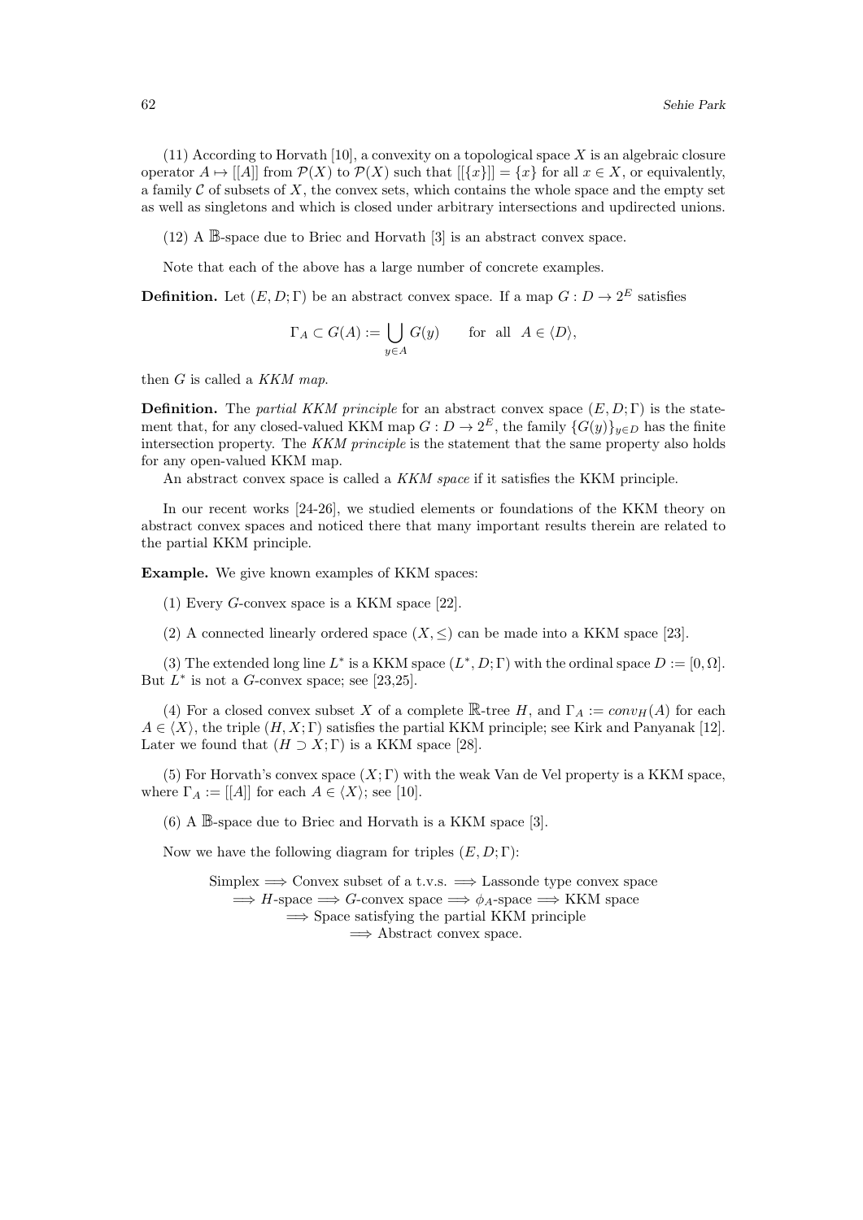(11) According to Horvath [10], a convexity on a topological space $X$ is an algebraic closure operator $A \mapsto [[A]]$ from $\mathcal{P}(X)$ to $\mathcal{P}(X)$ such that $[[\{x\}]] = \{x\}$ for all $x \in X$, or equivalently, a family $\mathcal{C}$ of subsets of $X$, the convex sets, which contains the whole space and the empty set as well as singletons and which is closed under arbitrary intersections and updirected unions.

(12) A $\mathbb{B}$-space due to Briec and Horvath [3] is an abstract convex space.

Note that each of the above has a large number of concrete examples.

**Definition.** Let $(E, D; \Gamma)$ be an abstract convex space. If a map $G : D \to 2^E$ satisfies

$$\Gamma_A \subset G(A) := \bigcup_{y \in A} G(y) \qquad \text{for all} \quad A \in \langle D \rangle,$$

then $G$ is called a *KKM map*.

**Definition.** The *partial KKM principle* for an abstract convex space $(E, D; \Gamma)$ is the statement that, for any closed-valued KKM map $G : D \to 2^E$, the family $\{G(y)\}_{y \in D}$ has the finite intersection property. The *KKM principle* is the statement that the same property also holds for any open-valued KKM map.

An abstract convex space is called a *KKM space* if it satisfies the KKM principle.

In our recent works [24-26], we studied elements or foundations of the KKM theory on abstract convex spaces and noticed there that many important results therein are related to the partial KKM principle.

**Example.** We give known examples of KKM spaces:

(1) Every $G$-convex space is a KKM space [22].

(2) A connected linearly ordered space $(X, \leq)$ can be made into a KKM space [23].

(3) The extended long line $L^*$ is a KKM space $(L^*, D; \Gamma)$ with the ordinal space $D := [0, \Omega]$. But $L^*$ is not a $G$-convex space; see [23,25].

(4) For a closed convex subset $X$ of a complete $\mathbb{R}$-tree $H$, and $\Gamma_A := conv_H(A)$ for each $A \in \langle X \rangle$, the triple $(H, X; \Gamma)$ satisfies the partial KKM principle; see Kirk and Panyanak [12]. Later we found that $(H \supset X; \Gamma)$ is a KKM space [28].

(5) For Horvath's convex space $(X; \Gamma)$ with the weak Van de Vel property is a KKM space, where $\Gamma_A := [[A]]$ for each $A \in \langle X \rangle$; see [10].

(6) A $\mathbb{B}$-space due to Briec and Horvath is a KKM space [3].

Now we have the following diagram for triples $(E, D; \Gamma)$:

$$\begin{gathered}
\text{Simplex} \Longrightarrow \text{Convex subset of a t.v.s.} \Longrightarrow \text{Lassonde type convex space} \\
\Longrightarrow H\text{-space} \Longrightarrow G\text{-convex space} \Longrightarrow \phi_A\text{-space} \Longrightarrow \text{KKM space} \\
\Longrightarrow \text{Space satisfying the partial KKM principle} \\
\Longrightarrow \text{Abstract convex space.}
\end{gathered}$$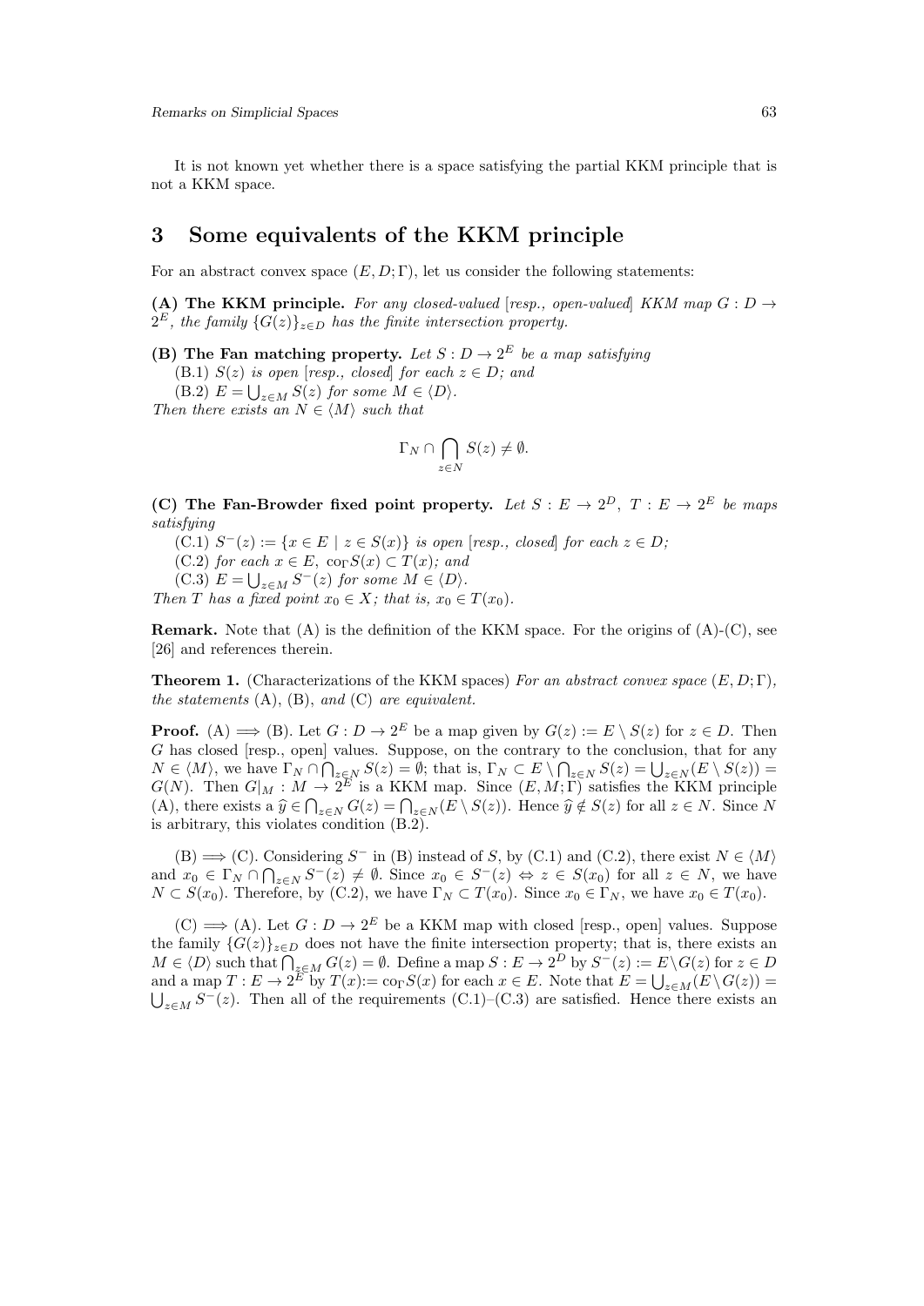It is not known yet whether there is a space satisfying the partial KKM principle that is not a KKM space.

## 3 Some equivalents of the KKM principle

For an abstract convex space $(E, D; \Gamma)$, let us consider the following statements:

**(A) The KKM principle.** *For any closed-valued [resp., open-valued] KKM map $G : D \to 2^E$, the family $\{G(z)\}_{z \in D}$ has the finite intersection property.*

**(B) The Fan matching property.** *Let $S : D \to 2^E$ be a map satisfying*

(B.1) *$S(z)$ is open [resp., closed] for each $z \in D$; and*

(B.2) *$E = \bigcup_{z \in M} S(z)$ for some $M \in \langle D \rangle$.*

*Then there exists an $N \in \langle M \rangle$ such that*

$$\Gamma_N \cap \bigcap_{z \in N} S(z) \neq \emptyset.$$

**(C) The Fan-Browder fixed point property.** *Let $S : E \to 2^D$, $T : E \to 2^E$ be maps satisfying*

(C.1) *$S^-(z) := \{x \in E \mid z \in S(x)\}$ is open [resp., closed] for each $z \in D$;*

(C.2) *for each $x \in E$, $\mathrm{co}_\Gamma S(x) \subset T(x)$; and*

(C.3) *$E = \bigcup_{z \in M} S^-(z)$ for some $M \in \langle D \rangle$.*

*Then $T$ has a fixed point $x_0 \in X$; that is, $x_0 \in T(x_0)$.*

**Remark.** Note that (A) is the definition of the KKM space. For the origins of (A)-(C), see [26] and references therein.

**Theorem 1.** (Characterizations of the KKM spaces) *For an abstract convex space $(E, D; \Gamma)$, the statements* (A), (B), *and* (C) *are equivalent.*

**Proof.** (A) $\Longrightarrow$ (B). Let $G : D \to 2^E$ be a map given by $G(z) := E \setminus S(z)$ for $z \in D$. Then $G$ has closed [resp., open] values. Suppose, on the contrary to the conclusion, that for any $N \in \langle M \rangle$, we have $\Gamma_N \cap \bigcap_{z \in N} S(z) = \emptyset$; that is, $\Gamma_N \subset E \setminus \bigcap_{z \in N} S(z) = \bigcup_{z \in N}(E \setminus S(z)) = G(N)$. Then $G|_M : M \to 2^E$ is a KKM map. Since $(E, M; \Gamma)$ satisfies the KKM principle (A), there exists a $\widehat{y} \in \bigcap_{z \in N} G(z) = \bigcap_{z \in N}(E \setminus S(z))$. Hence $\widehat{y} \notin S(z)$ for all $z \in N$. Since $N$ is arbitrary, this violates condition (B.2).

(B) $\Longrightarrow$ (C). Considering $S^-$ in (B) instead of $S$, by (C.1) and (C.2), there exist $N \in \langle M \rangle$ and $x_0 \in \Gamma_N \cap \bigcap_{z \in N} S^-(z) \neq \emptyset$. Since $x_0 \in S^-(z) \Leftrightarrow z \in S(x_0)$ for all $z \in N$, we have $N \subset S(x_0)$. Therefore, by (C.2), we have $\Gamma_N \subset T(x_0)$. Since $x_0 \in \Gamma_N$, we have $x_0 \in T(x_0)$.

(C) $\Longrightarrow$ (A). Let $G : D \to 2^E$ be a KKM map with closed [resp., open] values. Suppose the family $\{G(z)\}_{z \in D}$ does not have the finite intersection property; that is, there exists an $M \in \langle D \rangle$ such that $\bigcap_{z \in M} G(z) = \emptyset$. Define a map $S : E \to 2^D$ by $S^-(z) := E \setminus G(z)$ for $z \in D$ and a map $T : E \to 2^E$ by $T(x) := \mathrm{co}_\Gamma S(x)$ for each $x \in E$. Note that $E = \bigcup_{z \in M}(E \setminus G(z)) = \bigcup_{z \in M} S^-(z)$. Then all of the requirements (C.1)–(C.3) are satisfied. Hence there exists an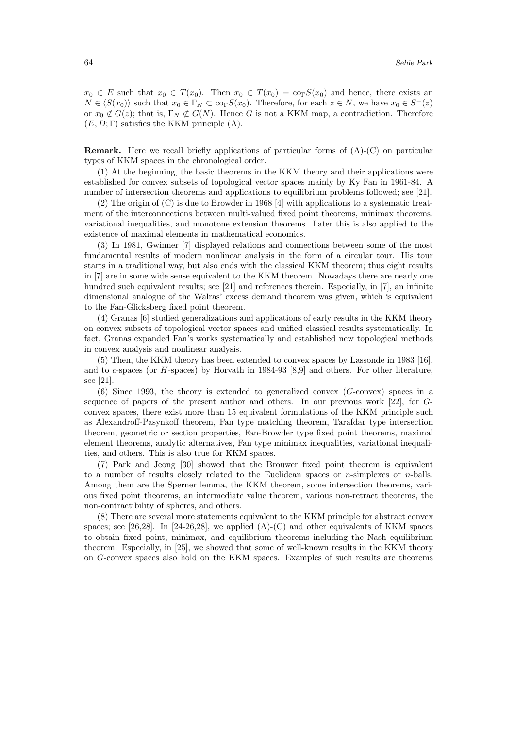$x_0 \in E$ such that $x_0 \in T(x_0)$. Then $x_0 \in T(x_0) = \mathrm{co}_\Gamma S(x_0)$ and hence, there exists an $N \in \langle S(x_0) \rangle$ such that $x_0 \in \Gamma_N \subset \mathrm{co}_\Gamma S(x_0)$. Therefore, for each $z \in N$, we have $x_0 \in S^-(z)$ or $x_0 \notin G(z)$; that is, $\Gamma_N \not\subset G(N)$. Hence $G$ is not a KKM map, a contradiction. Therefore $(E, D; \Gamma)$ satisfies the KKM principle (A).

**Remark.** Here we recall briefly applications of particular forms of (A)-(C) on particular types of KKM spaces in the chronological order.

(1) At the beginning, the basic theorems in the KKM theory and their applications were established for convex subsets of topological vector spaces mainly by Ky Fan in 1961-84. A number of intersection theorems and applications to equilibrium problems followed; see [21].

(2) The origin of (C) is due to Browder in 1968 [4] with applications to a systematic treatment of the interconnections between multi-valued fixed point theorems, minimax theorems, variational inequalities, and monotone extension theorems. Later this is also applied to the existence of maximal elements in mathematical economics.

(3) In 1981, Gwinner [7] displayed relations and connections between some of the most fundamental results of modern nonlinear analysis in the form of a circular tour. His tour starts in a traditional way, but also ends with the classical KKM theorem; thus eight results in [7] are in some wide sense equivalent to the KKM theorem. Nowadays there are nearly one hundred such equivalent results; see [21] and references therein. Especially, in [7], an infinite dimensional analogue of the Walras' excess demand theorem was given, which is equivalent to the Fan-Glicksberg fixed point theorem.

(4) Granas [6] studied generalizations and applications of early results in the KKM theory on convex subsets of topological vector spaces and unified classical results systematically. In fact, Granas expanded Fan's works systematically and established new topological methods in convex analysis and nonlinear analysis.

(5) Then, the KKM theory has been extended to convex spaces by Lassonde in 1983 [16], and to $c$-spaces (or $H$-spaces) by Horvath in 1984-93 [8,9] and others. For other literature, see [21].

(6) Since 1993, the theory is extended to generalized convex ($G$-convex) spaces in a sequence of papers of the present author and others. In our previous work [22], for $G$-convex spaces, there exist more than 15 equivalent formulations of the KKM principle such as Alexandroff-Pasynkoff theorem, Fan type matching theorem, Tarafdar type intersection theorem, geometric or section properties, Fan-Browder type fixed point theorems, maximal element theorems, analytic alternatives, Fan type minimax inequalities, variational inequalities, and others. This is also true for KKM spaces.

(7) Park and Jeong [30] showed that the Brouwer fixed point theorem is equivalent to a number of results closely related to the Euclidean spaces or $n$-simplexes or $n$-balls. Among them are the Sperner lemma, the KKM theorem, some intersection theorems, various fixed point theorems, an intermediate value theorem, various non-retract theorems, the non-contractibility of spheres, and others.

(8) There are several more statements equivalent to the KKM principle for abstract convex spaces; see [26,28]. In [24-26,28], we applied (A)-(C) and other equivalents of KKM spaces to obtain fixed point, minimax, and equilibrium theorems including the Nash equilibrium theorem. Especially, in [25], we showed that some of well-known results in the KKM theory on $G$-convex spaces also hold on the KKM spaces. Examples of such results are theorems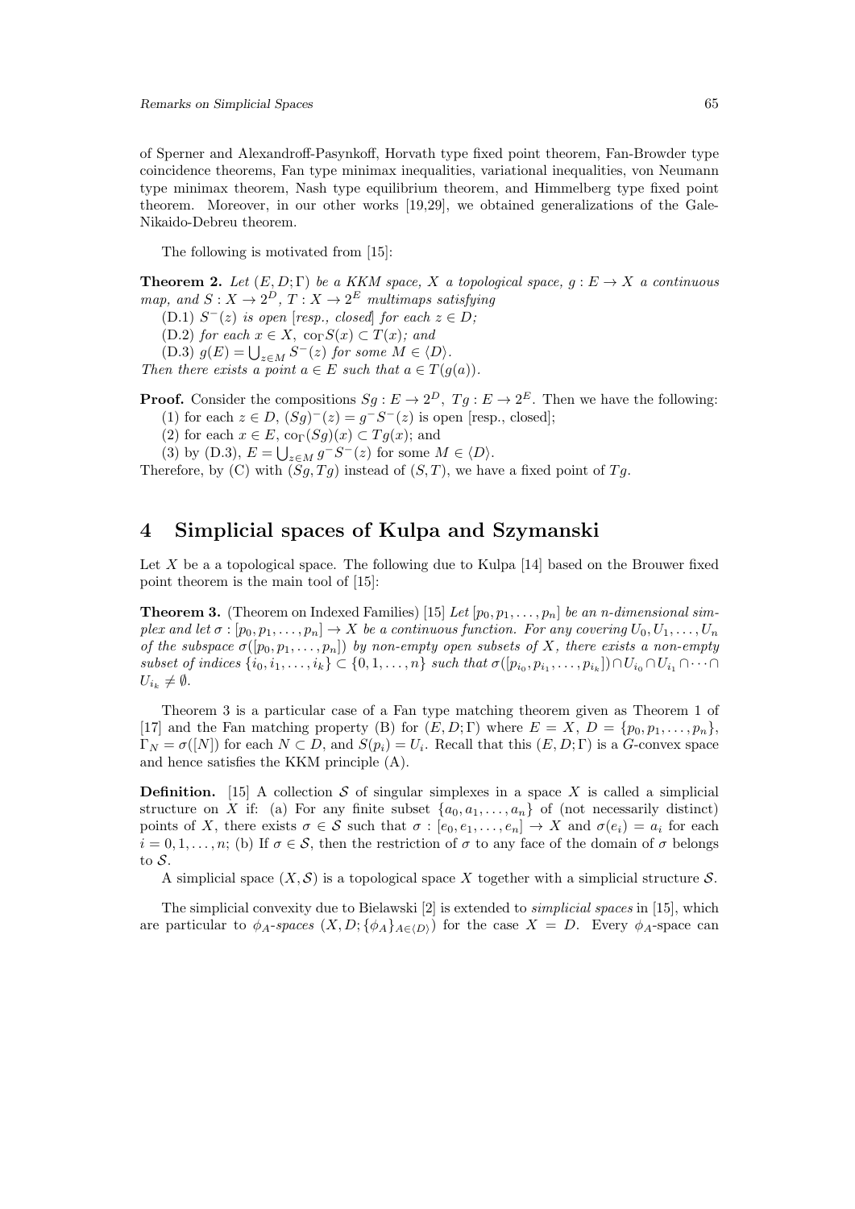of Sperner and Alexandroff-Pasynkoff, Horvath type fixed point theorem, Fan-Browder type coincidence theorems, Fan type minimax inequalities, variational inequalities, von Neumann type minimax theorem, Nash type equilibrium theorem, and Himmelberg type fixed point theorem. Moreover, in our other works [19,29], we obtained generalizations of the Gale-Nikaido-Debreu theorem.

The following is motivated from [15]:

**Theorem 2.** *Let $(E, D; \Gamma)$ be a KKM space, $X$ a topological space, $g : E \to X$ a continuous map, and $S : X \to 2^D$, $T : X \to 2^E$ multimaps satisfying*

(D.1) *$S^-(z)$ is open [resp., closed] for each $z \in D$;*

(D.2) *for each $x \in X$, $\mathrm{co}_\Gamma S(x) \subset T(x)$; and*

(D.3) *$g(E) = \bigcup_{z \in M} S^-(z)$ for some $M \in \langle D \rangle$.*

*Then there exists a point $a \in E$ such that $a \in T(g(a))$.*

**Proof.** Consider the compositions $Sg : E \to 2^D$, $Tg : E \to 2^E$. Then we have the following:

(1) for each $z \in D$, $(Sg)^-(z) = g^- S^-(z)$ is open [resp., closed];

(2) for each $x \in E$, $\mathrm{co}_\Gamma (Sg)(x) \subset Tg(x)$; and

(3) by (D.3), $E = \bigcup_{z \in M} g^- S^-(z)$ for some $M \in \langle D \rangle$.

Therefore, by (C) with $(Sg, Tg)$ instead of $(S, T)$, we have a fixed point of $Tg$.

## 4 Simplicial spaces of Kulpa and Szymanski

Let $X$ be a a topological space. The following due to Kulpa [14] based on the Brouwer fixed point theorem is the main tool of [15]:

**Theorem 3.** (Theorem on Indexed Families) [15] *Let $[p_0, p_1, \ldots, p_n]$ be an $n$-dimensional simplex and let $\sigma : [p_0, p_1, \ldots, p_n] \to X$ be a continuous function. For any covering $U_0, U_1, \ldots, U_n$ of the subspace $\sigma([p_0, p_1, \ldots, p_n])$ by non-empty open subsets of $X$, there exists a non-empty subset of indices $\{i_0, i_1, \ldots, i_k\} \subset \{0, 1, \ldots, n\}$ such that $\sigma([p_{i_0}, p_{i_1}, \ldots, p_{i_k}]) \cap U_{i_0} \cap U_{i_1} \cap \cdots \cap U_{i_k} \neq \emptyset$.*

Theorem 3 is a particular case of a Fan type matching theorem given as Theorem 1 of [17] and the Fan matching property (B) for $(E, D; \Gamma)$ where $E = X$, $D = \{p_0, p_1, \ldots, p_n\}$, $\Gamma_N = \sigma([N])$ for each $N \subset D$, and $S(p_i) = U_i$. Recall that this $(E, D; \Gamma)$ is a $G$-convex space and hence satisfies the KKM principle (A).

**Definition.** [15] A collection $\mathcal{S}$ of singular simplexes in a space $X$ is called a simplicial structure on $X$ if: (a) For any finite subset $\{a_0, a_1, \ldots, a_n\}$ of (not necessarily distinct) points of $X$, there exists $\sigma \in \mathcal{S}$ such that $\sigma : [e_0, e_1, \ldots, e_n] \to X$ and $\sigma(e_i) = a_i$ for each $i = 0, 1, \ldots, n$; (b) If $\sigma \in \mathcal{S}$, then the restriction of $\sigma$ to any face of the domain of $\sigma$ belongs to $\mathcal{S}$.

A simplicial space $(X, \mathcal{S})$ is a topological space $X$ together with a simplicial structure $\mathcal{S}$.

The simplicial convexity due to Bielawski [2] is extended to *simplicial spaces* in [15], which are particular to *$\phi_A$-spaces* $(X, D; \{\phi_A\}_{A \in \langle D \rangle})$ for the case $X = D$. Every $\phi_A$-space can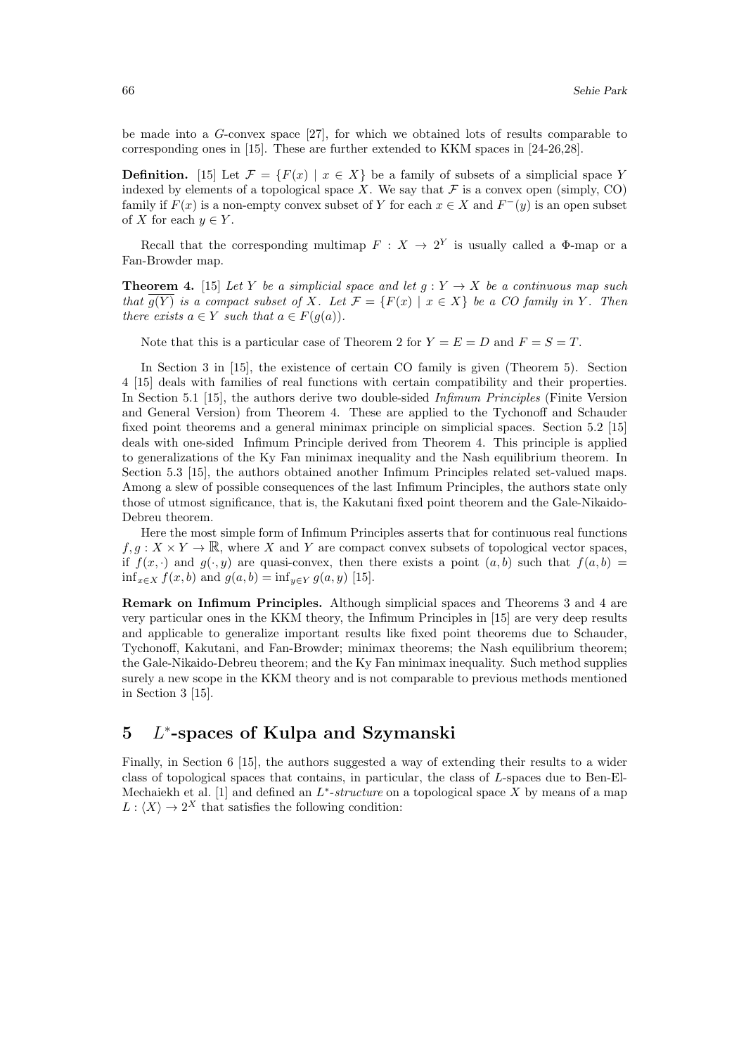be made into a $G$-convex space [27], for which we obtained lots of results comparable to corresponding ones in [15]. These are further extended to KKM spaces in [24-26,28].

**Definition.** [15] Let $\mathcal{F} = \{F(x) \mid x \in X\}$ be a family of subsets of a simplicial space $Y$ indexed by elements of a topological space $X$. We say that $\mathcal{F}$ is a convex open (simply, CO) family if $F(x)$ is a non-empty convex subset of $Y$ for each $x \in X$ and $F^{-}(y)$ is an open subset of $X$ for each $y \in Y$.

Recall that the corresponding multimap $F : X \to 2^Y$ is usually called a $\Phi$-map or a Fan-Browder map.

**Theorem 4.** [15] *Let $Y$ be a simplicial space and let $g : Y \to X$ be a continuous map such that $\overline{g(Y)}$ is a compact subset of $X$. Let $\mathcal{F} = \{F(x) \mid x \in X\}$ be a CO family in $Y$. Then there exists $a \in Y$ such that $a \in F(g(a))$.*

Note that this is a particular case of Theorem 2 for $Y = E = D$ and $F = S = T$.

In Section 3 in [15], the existence of certain CO family is given (Theorem 5). Section 4 [15] deals with families of real functions with certain compatibility and their properties. In Section 5.1 [15], the authors derive two double-sided *Infimum Principles* (Finite Version and General Version) from Theorem 4. These are applied to the Tychonoff and Schauder fixed point theorems and a general minimax principle on simplicial spaces. Section 5.2 [15] deals with one-sided Infimum Principle derived from Theorem 4. This principle is applied to generalizations of the Ky Fan minimax inequality and the Nash equilibrium theorem. In Section 5.3 [15], the authors obtained another Infimum Principles related set-valued maps. Among a slew of possible consequences of the last Infimum Principles, the authors state only those of utmost significance, that is, the Kakutani fixed point theorem and the Gale-Nikaido-Debreu theorem.

Here the most simple form of Infimum Principles asserts that for continuous real functions $f, g : X \times Y \to \mathbb{R}$, where $X$ and $Y$ are compact convex subsets of topological vector spaces, if $f(x, \cdot)$ and $g(\cdot, y)$ are quasi-convex, then there exists a point $(a, b)$ such that $f(a, b) = \inf_{x \in X} f(x, b)$ and $g(a, b) = \inf_{y \in Y} g(a, y)$ [15].

**Remark on Infimum Principles.** Although simplicial spaces and Theorems 3 and 4 are very particular ones in the KKM theory, the Infimum Principles in [15] are very deep results and applicable to generalize important results like fixed point theorems due to Schauder, Tychonoff, Kakutani, and Fan-Browder; minimax theorems; the Nash equilibrium theorem; the Gale-Nikaido-Debreu theorem; and the Ky Fan minimax inequality. Such method supplies surely a new scope in the KKM theory and is not comparable to previous methods mentioned in Section 3 [15].

## 5 $L^*$-spaces of Kulpa and Szymanski

Finally, in Section 6 [15], the authors suggested a way of extending their results to a wider class of topological spaces that contains, in particular, the class of $L$-spaces due to Ben-El-Mechaiekh et al. [1] and defined an $L^*$-*structure* on a topological space $X$ by means of a map $L : \langle X \rangle \to 2^X$ that satisfies the following condition: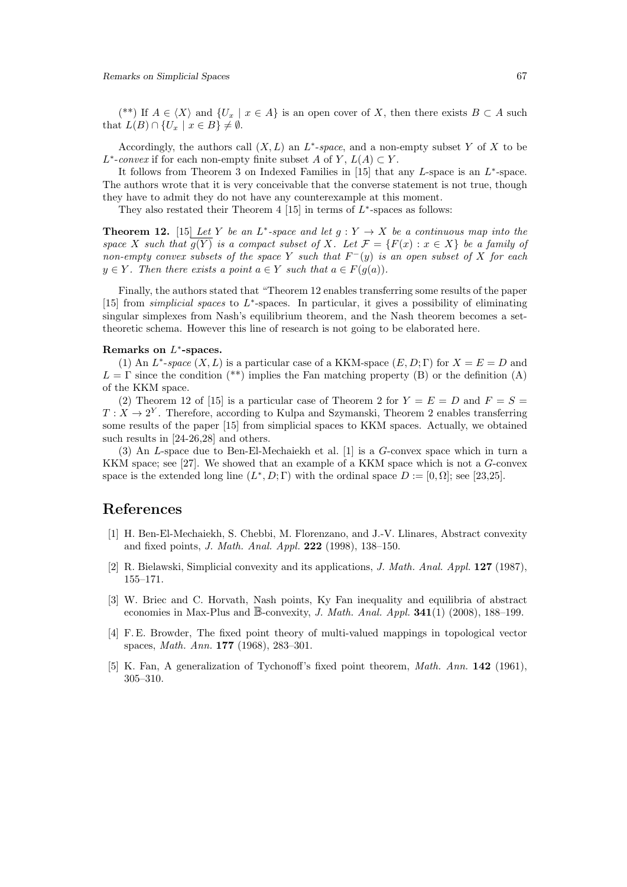(**) If $A \in \langle X \rangle$ and $\{U_x \mid x \in A\}$ is an open cover of $X$, then there exists $B \subset A$ such that $L(B) \cap \{U_x \mid x \in B\} \neq \emptyset$.

Accordingly, the authors call $(X, L)$ an $L^*$-*space*, and a non-empty subset $Y$ of $X$ to be $L^*$-*convex* if for each non-empty finite subset $A$ of $Y$, $L(A) \subset Y$.

It follows from Theorem 3 on Indexed Families in [15] that any $L$-space is an $L^*$-space. The authors wrote that it is very conceivable that the converse statement is not true, though they have to admit they do not have any counterexample at this moment.

They also restated their Theorem 4 [15] in terms of $L^*$-spaces as follows:

**Theorem 12.** [15] *Let $Y$ be an $L^*$-space and let $g : Y \to X$ be a continuous map into the space $X$ such that $\overline{g(Y)}$ is a compact subset of $X$. Let $\mathcal{F} = \{F(x) : x \in X\}$ be a family of non-empty convex subsets of the space $Y$ such that $F^{-}(y)$ is an open subset of $X$ for each $y \in Y$. Then there exists a point $a \in Y$ such that $a \in F(g(a))$.*

Finally, the authors stated that "Theorem 12 enables transferring some results of the paper [15] from *simplicial spaces* to $L^*$-spaces. In particular, it gives a possibility of eliminating singular simplexes from Nash's equilibrium theorem, and the Nash theorem becomes a set-theoretic schema. However this line of research is not going to be elaborated here.

**Remarks on $L^*$-spaces.**

(1) An $L^*$-*space* $(X, L)$ is a particular case of a KKM-space $(E, D; \Gamma)$ for $X = E = D$ and $L = \Gamma$ since the condition (**) implies the Fan matching property (B) or the definition (A) of the KKM space.

(2) Theorem 12 of [15] is a particular case of Theorem 2 for $Y = E = D$ and $F = S = T : X \to 2^Y$. Therefore, according to Kulpa and Szymanski, Theorem 2 enables transferring some results of the paper [15] from simplicial spaces to KKM spaces. Actually, we obtained such results in [24-26,28] and others.

(3) An $L$-space due to Ben-El-Mechaiekh et al. [1] is a $G$-convex space which in turn a KKM space; see [27]. We showed that an example of a KKM space which is not a $G$-convex space is the extended long line $(L^*, D; \Gamma)$ with the ordinal space $D := [0, \Omega]$; see [23,25].

# References

[1] H. Ben-El-Mechaiekh, S. Chebbi, M. Florenzano, and J.-V. Llinares, Abstract convexity and fixed points, *J. Math. Anal. Appl.* **222** (1998), 138–150.

[2] R. Bielawski, Simplicial convexity and its applications, *J. Math. Anal. Appl.* **127** (1987), 155–171.

[3] W. Briec and C. Horvath, Nash points, Ky Fan inequality and equilibria of abstract economies in Max-Plus and $\mathbb{B}$-convexity, *J. Math. Anal. Appl.* **341**(1) (2008), 188–199.

[4] F. E. Browder, The fixed point theory of multi-valued mappings in topological vector spaces, *Math. Ann.* **177** (1968), 283–301.

[5] K. Fan, A generalization of Tychonoff's fixed point theorem, *Math. Ann.* **142** (1961), 305–310.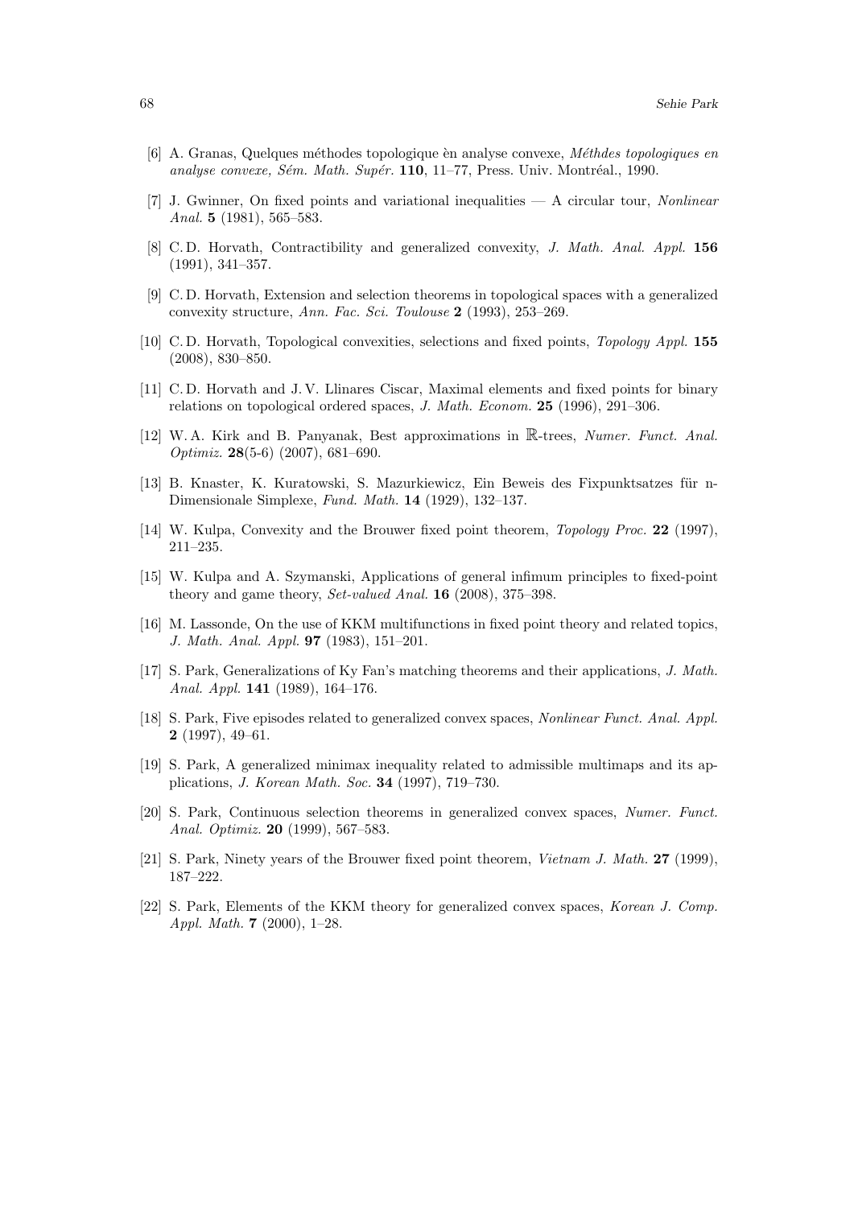[6] A. Granas, Quelques méthodes topologique èn analyse convexe, *Méthdes topologiques en analyse convexe, Sém. Math. Supér.* **110**, 11–77, Press. Univ. Montréal., 1990.

[7] J. Gwinner, On fixed points and variational inequalities — A circular tour, *Nonlinear Anal.* **5** (1981), 565–583.

[8] C. D. Horvath, Contractibility and generalized convexity, *J. Math. Anal. Appl.* **156** (1991), 341–357.

[9] C. D. Horvath, Extension and selection theorems in topological spaces with a generalized convexity structure, *Ann. Fac. Sci. Toulouse* **2** (1993), 253–269.

[10] C. D. Horvath, Topological convexities, selections and fixed points, *Topology Appl.* **155** (2008), 830–850.

[11] C. D. Horvath and J. V. Llinares Ciscar, Maximal elements and fixed points for binary relations on topological ordered spaces, *J. Math. Econom.* **25** (1996), 291–306.

[12] W. A. Kirk and B. Panyanak, Best approximations in $\mathbb{R}$-trees, *Numer. Funct. Anal. Optimiz.* **28**(5-6) (2007), 681–690.

[13] B. Knaster, K. Kuratowski, S. Mazurkiewicz, Ein Beweis des Fixpunktsatzes für n-Dimensionale Simplexe, *Fund. Math.* **14** (1929), 132–137.

[14] W. Kulpa, Convexity and the Brouwer fixed point theorem, *Topology Proc.* **22** (1997), 211–235.

[15] W. Kulpa and A. Szymanski, Applications of general infimum principles to fixed-point theory and game theory, *Set-valued Anal.* **16** (2008), 375–398.

[16] M. Lassonde, On the use of KKM multifunctions in fixed point theory and related topics, *J. Math. Anal. Appl.* **97** (1983), 151–201.

[17] S. Park, Generalizations of Ky Fan's matching theorems and their applications, *J. Math. Anal. Appl.* **141** (1989), 164–176.

[18] S. Park, Five episodes related to generalized convex spaces, *Nonlinear Funct. Anal. Appl.* **2** (1997), 49–61.

[19] S. Park, A generalized minimax inequality related to admissible multimaps and its applications, *J. Korean Math. Soc.* **34** (1997), 719–730.

[20] S. Park, Continuous selection theorems in generalized convex spaces, *Numer. Funct. Anal. Optimiz.* **20** (1999), 567–583.

[21] S. Park, Ninety years of the Brouwer fixed point theorem, *Vietnam J. Math.* **27** (1999), 187–222.

[22] S. Park, Elements of the KKM theory for generalized convex spaces, *Korean J. Comp. Appl. Math.* **7** (2000), 1–28.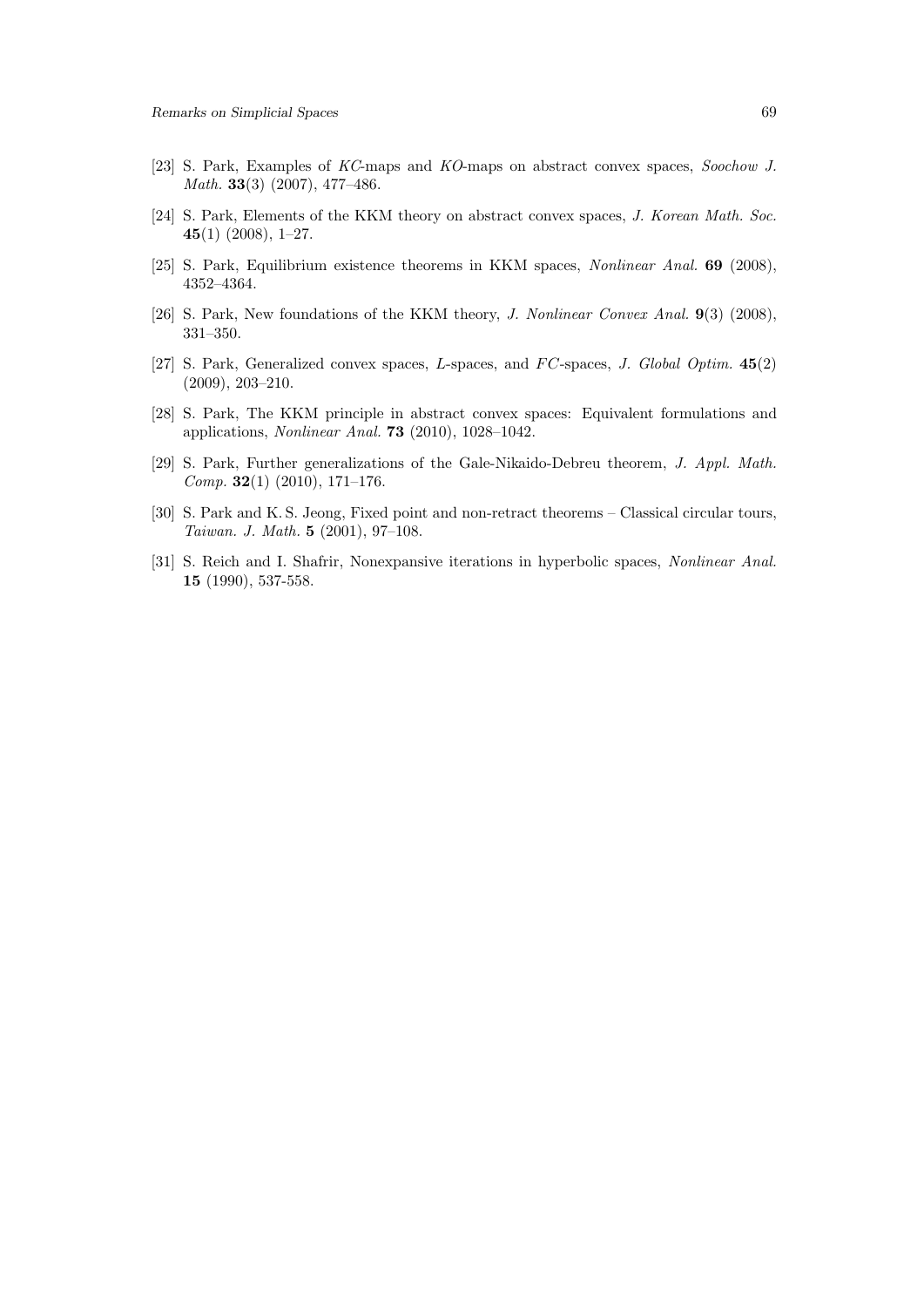[23] S. Park, Examples of *KC*-maps and *KO*-maps on abstract convex spaces, *Soochow J. Math.* **33**(3) (2007), 477–486.

[24] S. Park, Elements of the KKM theory on abstract convex spaces, *J. Korean Math. Soc.* **45**(1) (2008), 1–27.

[25] S. Park, Equilibrium existence theorems in KKM spaces, *Nonlinear Anal.* **69** (2008), 4352–4364.

[26] S. Park, New foundations of the KKM theory, *J. Nonlinear Convex Anal.* **9**(3) (2008), 331–350.

[27] S. Park, Generalized convex spaces, *L*-spaces, and *FC*-spaces, *J. Global Optim.* **45**(2) (2009), 203–210.

[28] S. Park, The KKM principle in abstract convex spaces: Equivalent formulations and applications, *Nonlinear Anal.* **73** (2010), 1028–1042.

[29] S. Park, Further generalizations of the Gale-Nikaido-Debreu theorem, *J. Appl. Math. Comp.* **32**(1) (2010), 171–176.

[30] S. Park and K. S. Jeong, Fixed point and non-retract theorems – Classical circular tours, *Taiwan. J. Math.* **5** (2001), 97–108.

[31] S. Reich and I. Shafrir, Nonexpansive iterations in hyperbolic spaces, *Nonlinear Anal.* **15** (1990), 537-558.